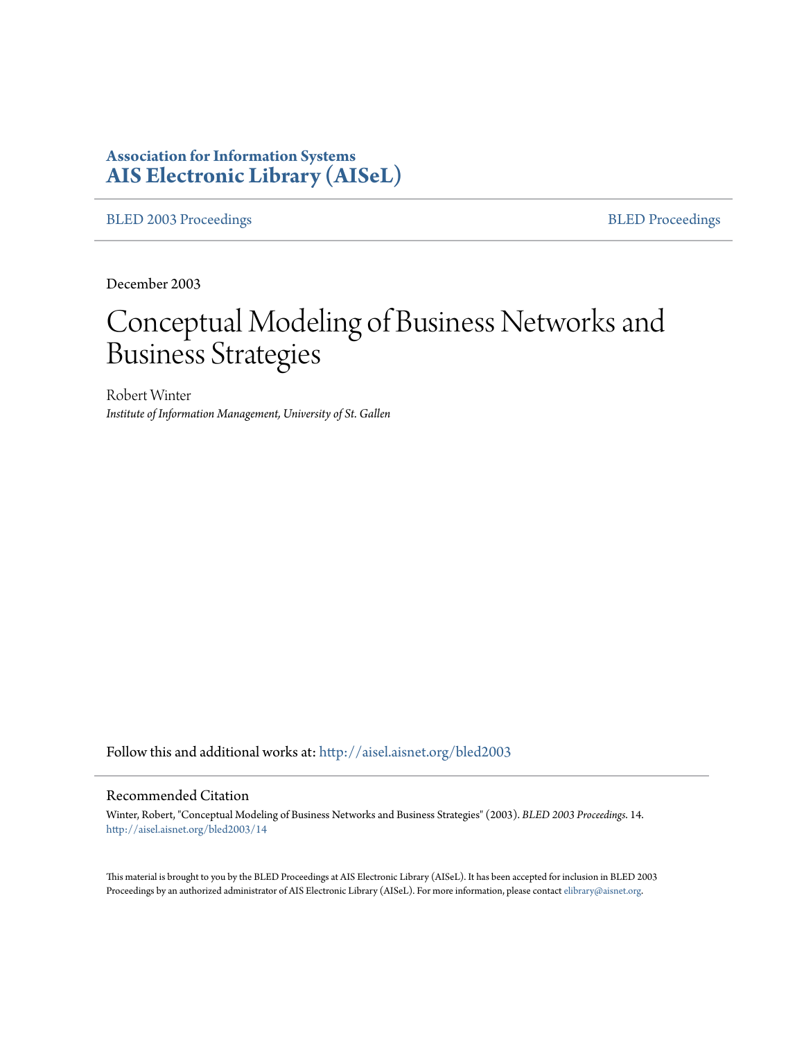**Association for Information Systems**
**AIS Electronic Library (AISeL)**

BLED 2003 Proceedings | BLED Proceedings

December 2003

# Conceptual Modeling of Business Networks and Business Strategies

Robert Winter
*Institute of Information Management, University of St. Gallen*

Follow this and additional works at: http://aisel.aisnet.org/bled2003

## Recommended Citation

Winter, Robert, "Conceptual Modeling of Business Networks and Business Strategies" (2003). *BLED 2003 Proceedings*. 14.
http://aisel.aisnet.org/bled2003/14

This material is brought to you by the BLED Proceedings at AIS Electronic Library (AISeL). It has been accepted for inclusion in BLED 2003 Proceedings by an authorized administrator of AIS Electronic Library (AISeL). For more information, please contact elibrary@aisnet.org.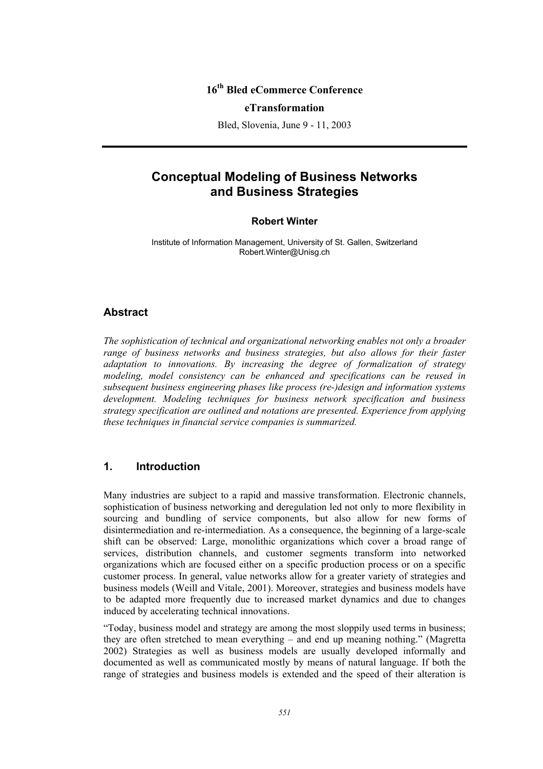16th Bled eCommerce Conference

**eTransformation**

Bled, Slovenia, June 9 - 11, 2003

# Conceptual Modeling of Business Networks and Business Strategies

**Robert Winter**

Institute of Information Management, University of St. Gallen, Switzerland
Robert.Winter@Unisg.ch

## Abstract

*The sophistication of technical and organizational networking enables not only a broader range of business networks and business strategies, but also allows for their faster adaptation to innovations. By increasing the degree of formalization of strategy modeling, model consistency can be enhanced and specifications can be reused in subsequent business engineering phases like process (re-)design and information systems development. Modeling techniques for business network specification and business strategy specification are outlined and notations are presented. Experience from applying these techniques in financial service companies is summarized.*

## 1. Introduction

Many industries are subject to a rapid and massive transformation. Electronic channels, sophistication of business networking and deregulation led not only to more flexibility in sourcing and bundling of service components, but also allow for new forms of disintermediation and re-intermediation. As a consequence, the beginning of a large-scale shift can be observed: Large, monolithic organizations which cover a broad range of services, distribution channels, and customer segments transform into networked organizations which are focused either on a specific production process or on a specific customer process. In general, value networks allow for a greater variety of strategies and business models (Weill and Vitale, 2001). Moreover, strategies and business models have to be adapted more frequently due to increased market dynamics and due to changes induced by accelerating technical innovations.

"Today, business model and strategy are among the most sloppily used terms in business; they are often stretched to mean everything – and end up meaning nothing." (Magretta 2002) Strategies as well as business models are usually developed informally and documented as well as communicated mostly by means of natural language. If both the range of strategies and business models is extended and the speed of their alteration is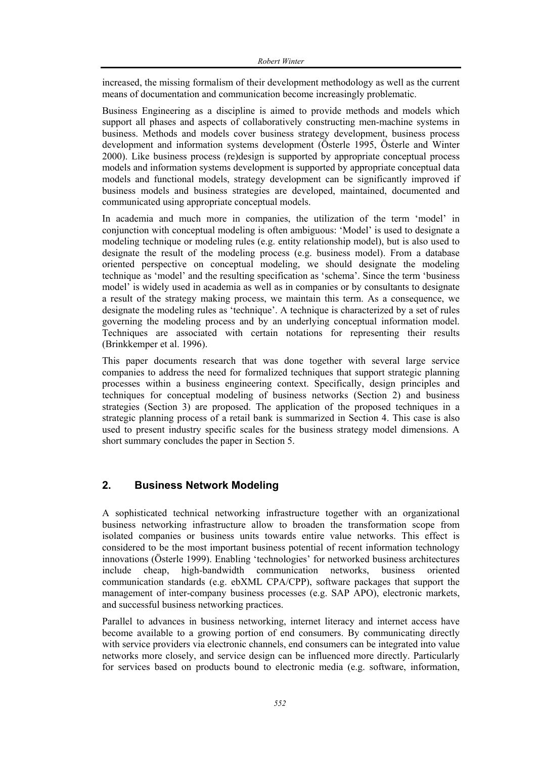increased, the missing formalism of their development methodology as well as the current means of documentation and communication become increasingly problematic.

Business Engineering as a discipline is aimed to provide methods and models which support all phases and aspects of collaboratively constructing men-machine systems in business. Methods and models cover business strategy development, business process development and information systems development (Österle 1995, Österle and Winter 2000). Like business process (re)design is supported by appropriate conceptual process models and information systems development is supported by appropriate conceptual data models and functional models, strategy development can be significantly improved if business models and business strategies are developed, maintained, documented and communicated using appropriate conceptual models.

In academia and much more in companies, the utilization of the term 'model' in conjunction with conceptual modeling is often ambiguous: 'Model' is used to designate a modeling technique or modeling rules (e.g. entity relationship model), but is also used to designate the result of the modeling process (e.g. business model). From a database oriented perspective on conceptual modeling, we should designate the modeling technique as 'model' and the resulting specification as 'schema'. Since the term 'business model' is widely used in academia as well as in companies or by consultants to designate a result of the strategy making process, we maintain this term. As a consequence, we designate the modeling rules as 'technique'. A technique is characterized by a set of rules governing the modeling process and by an underlying conceptual information model. Techniques are associated with certain notations for representing their results (Brinkkemper et al. 1996).

This paper documents research that was done together with several large service companies to address the need for formalized techniques that support strategic planning processes within a business engineering context. Specifically, design principles and techniques for conceptual modeling of business networks (Section 2) and business strategies (Section 3) are proposed. The application of the proposed techniques in a strategic planning process of a retail bank is summarized in Section 4. This case is also used to present industry specific scales for the business strategy model dimensions. A short summary concludes the paper in Section 5.

## 2. Business Network Modeling

A sophisticated technical networking infrastructure together with an organizational business networking infrastructure allow to broaden the transformation scope from isolated companies or business units towards entire value networks. This effect is considered to be the most important business potential of recent information technology innovations (Österle 1999). Enabling 'technologies' for networked business architectures include cheap, high-bandwidth communication networks, business oriented communication standards (e.g. ebXML CPA/CPP), software packages that support the management of inter-company business processes (e.g. SAP APO), electronic markets, and successful business networking practices.

Parallel to advances in business networking, internet literacy and internet access have become available to a growing portion of end consumers. By communicating directly with service providers via electronic channels, end consumers can be integrated into value networks more closely, and service design can be influenced more directly. Particularly for services based on products bound to electronic media (e.g. software, information,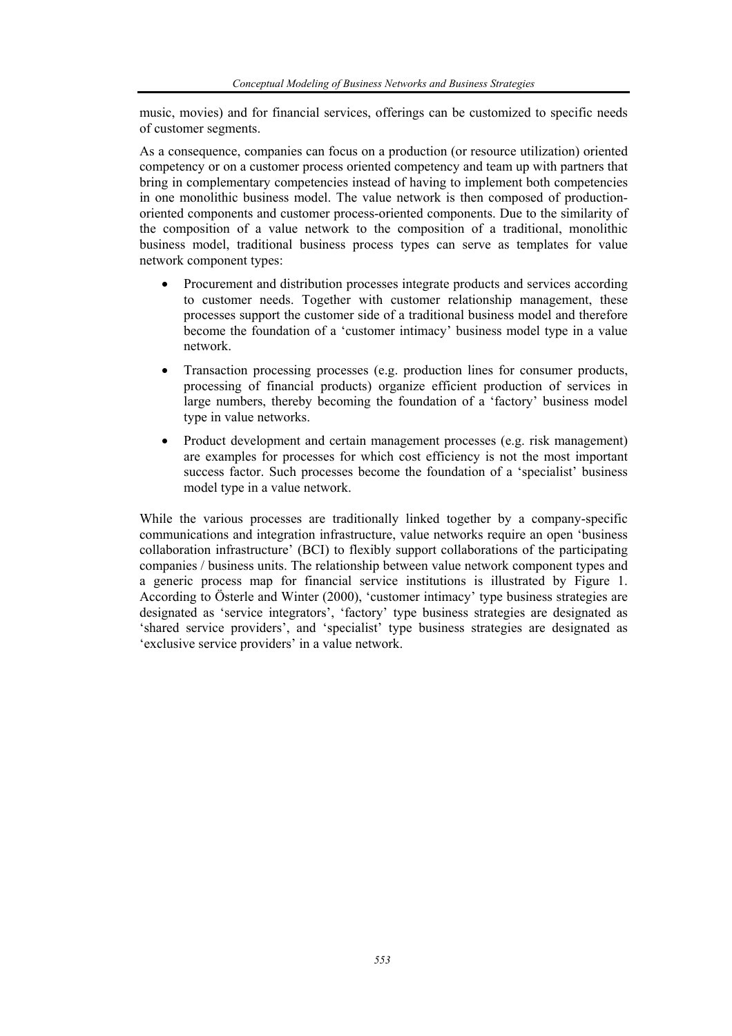music, movies) and for financial services, offerings can be customized to specific needs of customer segments.

As a consequence, companies can focus on a production (or resource utilization) oriented competency or on a customer process oriented competency and team up with partners that bring in complementary competencies instead of having to implement both competencies in one monolithic business model. The value network is then composed of production-oriented components and customer process-oriented components. Due to the similarity of the composition of a value network to the composition of a traditional, monolithic business model, traditional business process types can serve as templates for value network component types:

- Procurement and distribution processes integrate products and services according to customer needs. Together with customer relationship management, these processes support the customer side of a traditional business model and therefore become the foundation of a 'customer intimacy' business model type in a value network.
- Transaction processing processes (e.g. production lines for consumer products, processing of financial products) organize efficient production of services in large numbers, thereby becoming the foundation of a 'factory' business model type in value networks.
- Product development and certain management processes (e.g. risk management) are examples for processes for which cost efficiency is not the most important success factor. Such processes become the foundation of a 'specialist' business model type in a value network.

While the various processes are traditionally linked together by a company-specific communications and integration infrastructure, value networks require an open 'business collaboration infrastructure' (BCI) to flexibly support collaborations of the participating companies / business units. The relationship between value network component types and a generic process map for financial service institutions is illustrated by Figure 1. According to Österle and Winter (2000), 'customer intimacy' type business strategies are designated as 'service integrators', 'factory' type business strategies are designated as 'shared service providers', and 'specialist' type business strategies are designated as 'exclusive service providers' in a value network.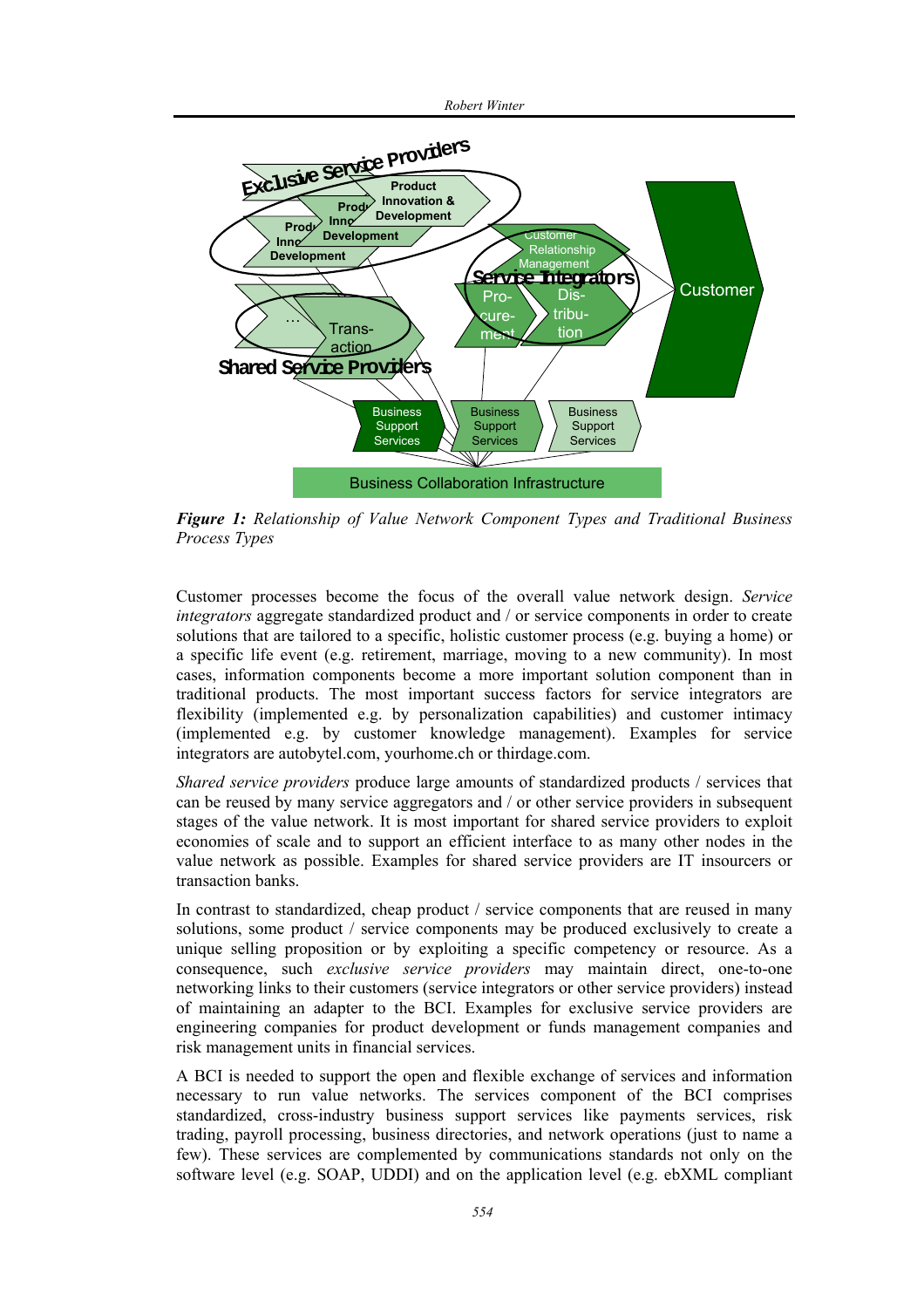**Figure 1:** *Relationship of Value Network Component Types and Traditional Business Process Types*

Customer processes become the focus of the overall value network design. *Service integrators* aggregate standardized product and / or service components in order to create solutions that are tailored to a specific, holistic customer process (e.g. buying a home) or a specific life event (e.g. retirement, marriage, moving to a new community). In most cases, information components become a more important solution component than in traditional products. The most important success factors for service integrators are flexibility (implemented e.g. by personalization capabilities) and customer intimacy (implemented e.g. by customer knowledge management). Examples for service integrators are autobytel.com, yourhome.ch or thirdage.com.

*Shared service providers* produce large amounts of standardized products / services that can be reused by many service aggregators and / or other service providers in subsequent stages of the value network. It is most important for shared service providers to exploit economies of scale and to support an efficient interface to as many other nodes in the value network as possible. Examples for shared service providers are IT insourcers or transaction banks.

In contrast to standardized, cheap product / service components that are reused in many solutions, some product / service components may be produced exclusively to create a unique selling proposition or by exploiting a specific competency or resource. As a consequence, such *exclusive service providers* may maintain direct, one-to-one networking links to their customers (service integrators or other service providers) instead of maintaining an adapter to the BCI. Examples for exclusive service providers are engineering companies for product development or funds management companies and risk management units in financial services.

A BCI is needed to support the open and flexible exchange of services and information necessary to run value networks. The services component of the BCI comprises standardized, cross-industry business support services like payments services, risk trading, payroll processing, business directories, and network operations (just to name a few). These services are complemented by communications standards not only on the software level (e.g. SOAP, UDDI) and on the application level (e.g. ebXML compliant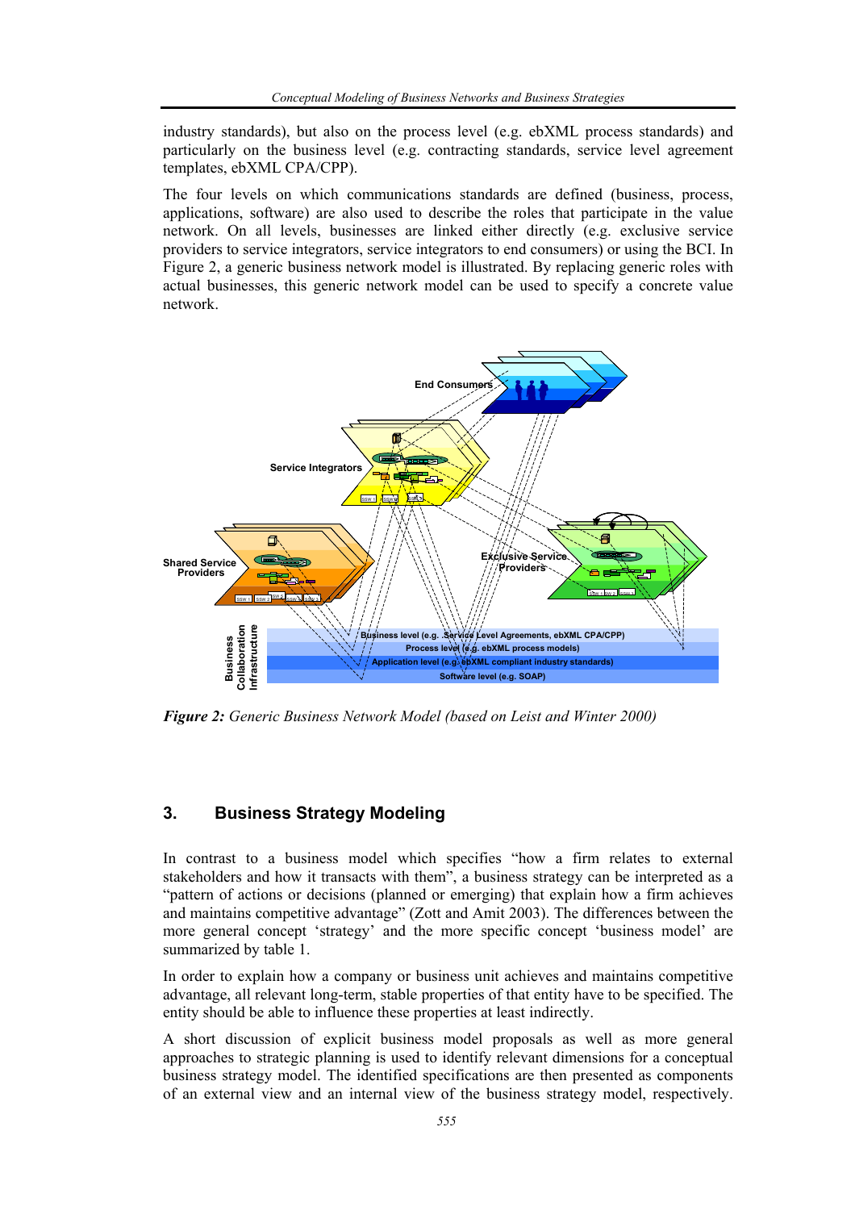industry standards), but also on the process level (e.g. ebXML process standards) and particularly on the business level (e.g. contracting standards, service level agreement templates, ebXML CPA/CPP).

The four levels on which communications standards are defined (business, process, applications, software) are also used to describe the roles that participate in the value network. On all levels, businesses are linked either directly (e.g. exclusive service providers to service integrators, service integrators to end consumers) or using the BCI. In Figure 2, a generic business network model is illustrated. By replacing generic roles with actual businesses, this generic network model can be used to specify a concrete value network.

***Figure 2:*** *Generic Business Network Model (based on Leist and Winter 2000)*

## 3. Business Strategy Modeling

In contrast to a business model which specifies "how a firm relates to external stakeholders and how it transacts with them", a business strategy can be interpreted as a "pattern of actions or decisions (planned or emerging) that explain how a firm achieves and maintains competitive advantage" (Zott and Amit 2003). The differences between the more general concept 'strategy' and the more specific concept 'business model' are summarized by table 1.

In order to explain how a company or business unit achieves and maintains competitive advantage, all relevant long-term, stable properties of that entity have to be specified. The entity should be able to influence these properties at least indirectly.

A short discussion of explicit business model proposals as well as more general approaches to strategic planning is used to identify relevant dimensions for a conceptual business strategy model. The identified specifications are then presented as components of an external view and an internal view of the business strategy model, respectively.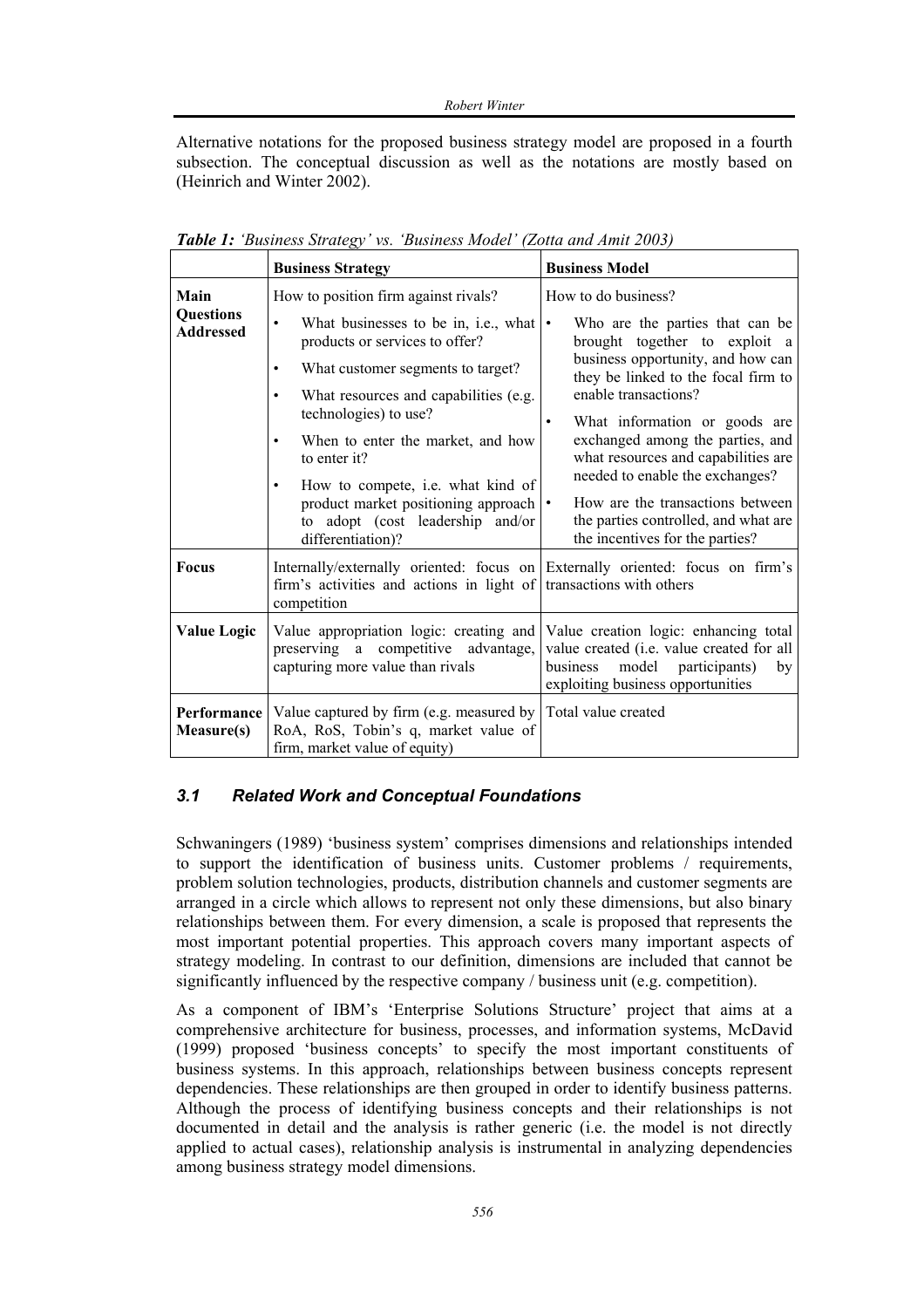Alternative notations for the proposed business strategy model are proposed in a fourth subsection. The conceptual discussion as well as the notations are mostly based on (Heinrich and Winter 2002).

***Table 1:*** *'Business Strategy' vs. 'Business Model' (Zotta and Amit 2003)*

| | **Business Strategy** | **Business Model** |
|---|---|---|
| **Main Questions Addressed** | How to position firm against rivals?<br>• What businesses to be in, i.e., what products or services to offer?<br>• What customer segments to target?<br>• What resources and capabilities (e.g. technologies) to use?<br>• When to enter the market, and how to enter it?<br>• How to compete, i.e. what kind of product market positioning approach to adopt (cost leadership and/or differentiation)? | How to do business?<br>• Who are the parties that can be brought together to exploit a business opportunity, and how can they be linked to the focal firm to enable transactions?<br>• What information or goods are exchanged among the parties, and what resources and capabilities are needed to enable the exchanges?<br>• How are the transactions between the parties controlled, and what are the incentives for the parties? |
| **Focus** | Internally/externally oriented: focus on firm's activities and actions in light of competition | Externally oriented: focus on firm's transactions with others |
| **Value Logic** | Value appropriation logic: creating and preserving a competitive advantage, capturing more value than rivals | Value creation logic: enhancing total value created (i.e. value created for all business model participants) by exploiting business opportunities |
| **Performance Measure(s)** | Value captured by firm (e.g. measured by RoA, RoS, Tobin's q, market value of firm, market value of equity) | Total value created |

### *3.1 Related Work and Conceptual Foundations*

Schwaningers (1989) 'business system' comprises dimensions and relationships intended to support the identification of business units. Customer problems / requirements, problem solution technologies, products, distribution channels and customer segments are arranged in a circle which allows to represent not only these dimensions, but also binary relationships between them. For every dimension, a scale is proposed that represents the most important potential properties. This approach covers many important aspects of strategy modeling. In contrast to our definition, dimensions are included that cannot be significantly influenced by the respective company / business unit (e.g. competition).

As a component of IBM's 'Enterprise Solutions Structure' project that aims at a comprehensive architecture for business, processes, and information systems, McDavid (1999) proposed 'business concepts' to specify the most important constituents of business systems. In this approach, relationships between business concepts represent dependencies. These relationships are then grouped in order to identify business patterns. Although the process of identifying business concepts and their relationships is not documented in detail and the analysis is rather generic (i.e. the model is not directly applied to actual cases), relationship analysis is instrumental in analyzing dependencies among business strategy model dimensions.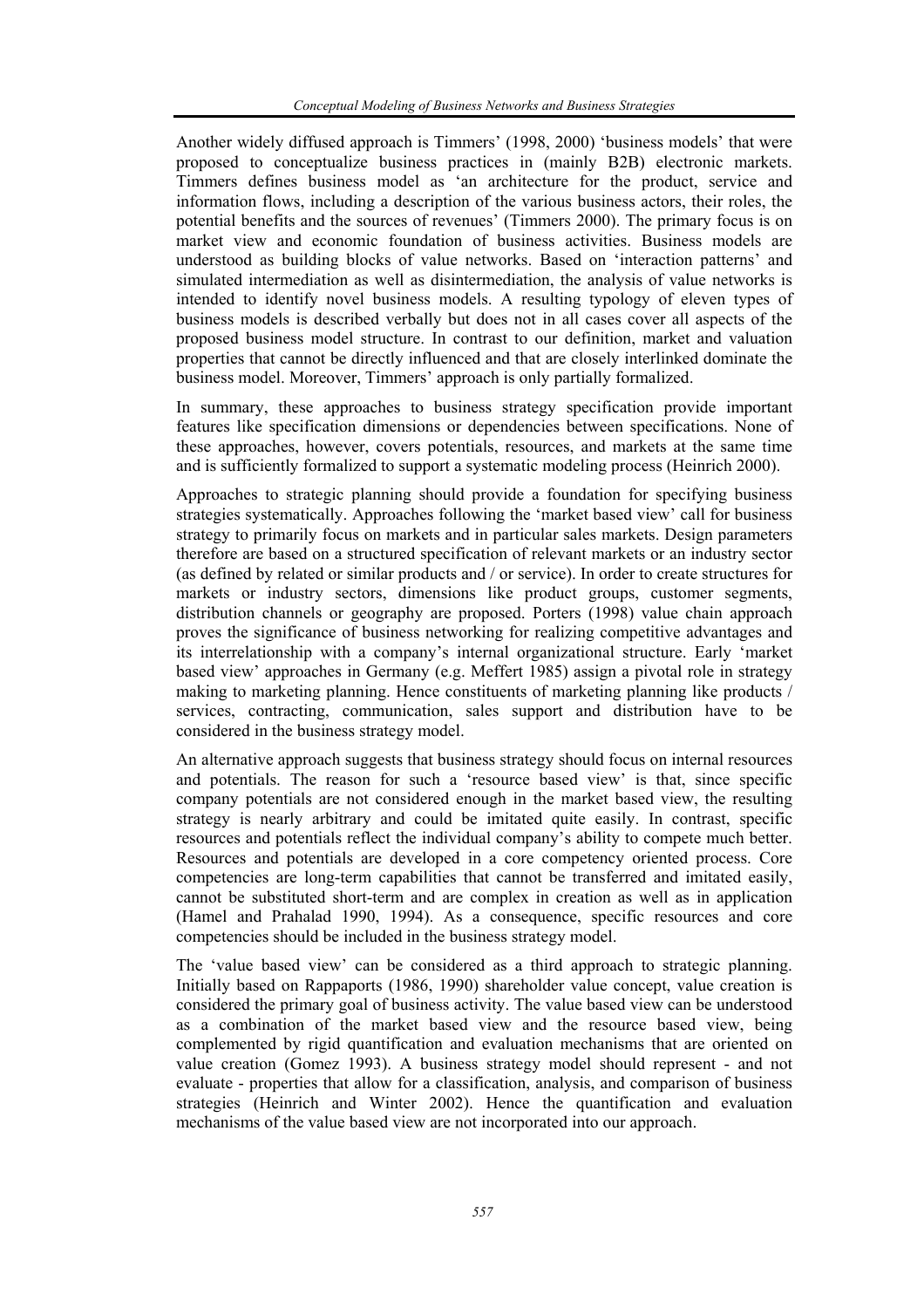Another widely diffused approach is Timmers' (1998, 2000) 'business models' that were proposed to conceptualize business practices in (mainly B2B) electronic markets. Timmers defines business model as 'an architecture for the product, service and information flows, including a description of the various business actors, their roles, the potential benefits and the sources of revenues' (Timmers 2000). The primary focus is on market view and economic foundation of business activities. Business models are understood as building blocks of value networks. Based on 'interaction patterns' and simulated intermediation as well as disintermediation, the analysis of value networks is intended to identify novel business models. A resulting typology of eleven types of business models is described verbally but does not in all cases cover all aspects of the proposed business model structure. In contrast to our definition, market and valuation properties that cannot be directly influenced and that are closely interlinked dominate the business model. Moreover, Timmers' approach is only partially formalized.

In summary, these approaches to business strategy specification provide important features like specification dimensions or dependencies between specifications. None of these approaches, however, covers potentials, resources, and markets at the same time and is sufficiently formalized to support a systematic modeling process (Heinrich 2000).

Approaches to strategic planning should provide a foundation for specifying business strategies systematically. Approaches following the 'market based view' call for business strategy to primarily focus on markets and in particular sales markets. Design parameters therefore are based on a structured specification of relevant markets or an industry sector (as defined by related or similar products and / or service). In order to create structures for markets or industry sectors, dimensions like product groups, customer segments, distribution channels or geography are proposed. Porters (1998) value chain approach proves the significance of business networking for realizing competitive advantages and its interrelationship with a company's internal organizational structure. Early 'market based view' approaches in Germany (e.g. Meffert 1985) assign a pivotal role in strategy making to marketing planning. Hence constituents of marketing planning like products / services, contracting, communication, sales support and distribution have to be considered in the business strategy model.

An alternative approach suggests that business strategy should focus on internal resources and potentials. The reason for such a 'resource based view' is that, since specific company potentials are not considered enough in the market based view, the resulting strategy is nearly arbitrary and could be imitated quite easily. In contrast, specific resources and potentials reflect the individual company's ability to compete much better. Resources and potentials are developed in a core competency oriented process. Core competencies are long-term capabilities that cannot be transferred and imitated easily, cannot be substituted short-term and are complex in creation as well as in application (Hamel and Prahalad 1990, 1994). As a consequence, specific resources and core competencies should be included in the business strategy model.

The 'value based view' can be considered as a third approach to strategic planning. Initially based on Rappaports (1986, 1990) shareholder value concept, value creation is considered the primary goal of business activity. The value based view can be understood as a combination of the market based view and the resource based view, being complemented by rigid quantification and evaluation mechanisms that are oriented on value creation (Gomez 1993). A business strategy model should represent - and not evaluate - properties that allow for a classification, analysis, and comparison of business strategies (Heinrich and Winter 2002). Hence the quantification and evaluation mechanisms of the value based view are not incorporated into our approach.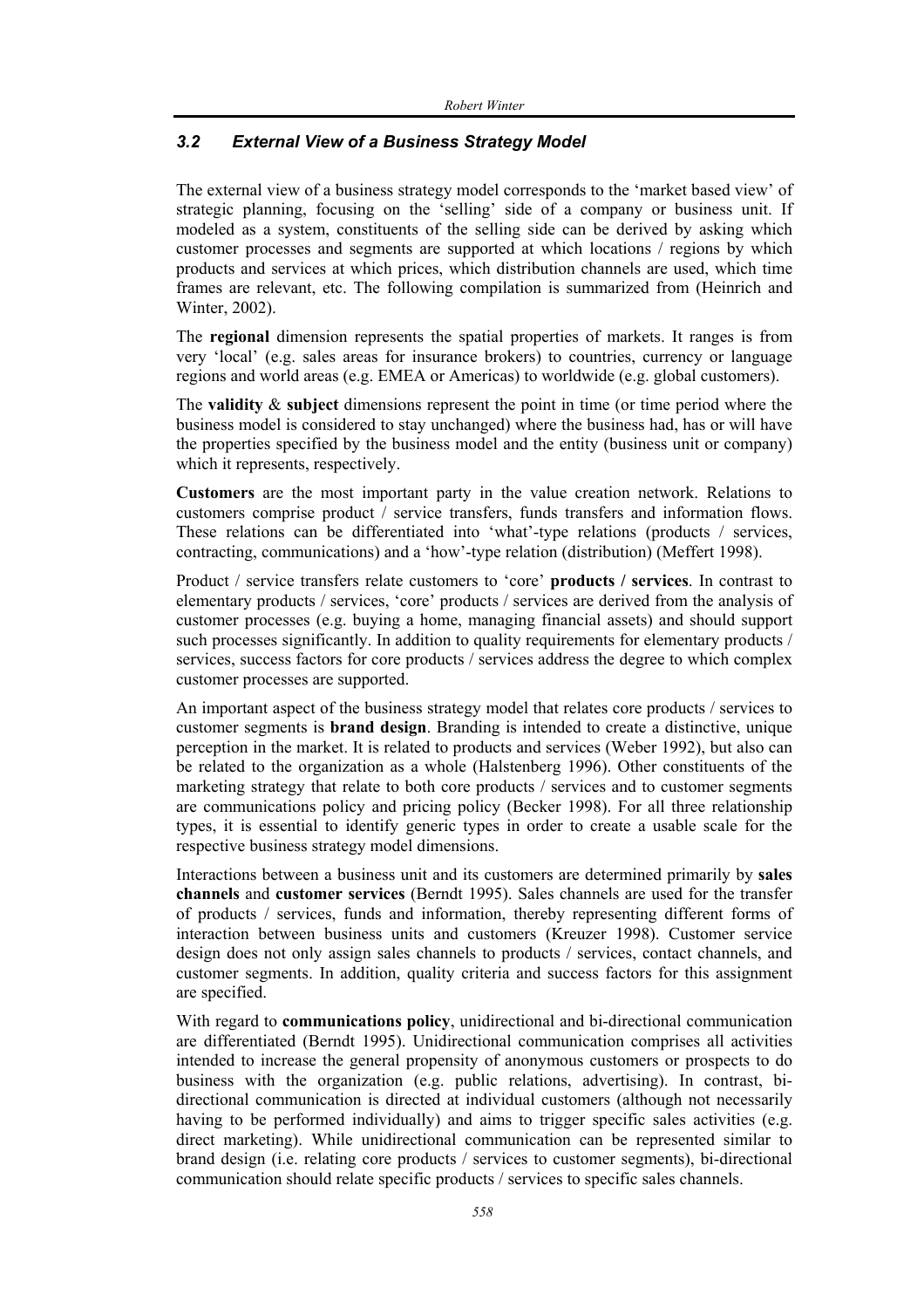### *3.2 External View of a Business Strategy Model*

The external view of a business strategy model corresponds to the 'market based view' of strategic planning, focusing on the 'selling' side of a company or business unit. If modeled as a system, constituents of the selling side can be derived by asking which customer processes and segments are supported at which locations / regions by which products and services at which prices, which distribution channels are used, which time frames are relevant, etc. The following compilation is summarized from (Heinrich and Winter, 2002).

The **regional** dimension represents the spatial properties of markets. It ranges is from very 'local' (e.g. sales areas for insurance brokers) to countries, currency or language regions and world areas (e.g. EMEA or Americas) to worldwide (e.g. global customers).

The **validity** & **subject** dimensions represent the point in time (or time period where the business model is considered to stay unchanged) where the business had, has or will have the properties specified by the business model and the entity (business unit or company) which it represents, respectively.

**Customers** are the most important party in the value creation network. Relations to customers comprise product / service transfers, funds transfers and information flows. These relations can be differentiated into 'what'-type relations (products / services, contracting, communications) and a 'how'-type relation (distribution) (Meffert 1998).

Product / service transfers relate customers to 'core' **products / services**. In contrast to elementary products / services, 'core' products / services are derived from the analysis of customer processes (e.g. buying a home, managing financial assets) and should support such processes significantly. In addition to quality requirements for elementary products / services, success factors for core products / services address the degree to which complex customer processes are supported.

An important aspect of the business strategy model that relates core products / services to customer segments is **brand design**. Branding is intended to create a distinctive, unique perception in the market. It is related to products and services (Weber 1992), but also can be related to the organization as a whole (Halstenberg 1996). Other constituents of the marketing strategy that relate to both core products / services and to customer segments are communications policy and pricing policy (Becker 1998). For all three relationship types, it is essential to identify generic types in order to create a usable scale for the respective business strategy model dimensions.

Interactions between a business unit and its customers are determined primarily by **sales channels** and **customer services** (Berndt 1995). Sales channels are used for the transfer of products / services, funds and information, thereby representing different forms of interaction between business units and customers (Kreuzer 1998). Customer service design does not only assign sales channels to products / services, contact channels, and customer segments. In addition, quality criteria and success factors for this assignment are specified.

With regard to **communications policy**, unidirectional and bi-directional communication are differentiated (Berndt 1995). Unidirectional communication comprises all activities intended to increase the general propensity of anonymous customers or prospects to do business with the organization (e.g. public relations, advertising). In contrast, bi-directional communication is directed at individual customers (although not necessarily having to be performed individually) and aims to trigger specific sales activities (e.g. direct marketing). While unidirectional communication can be represented similar to brand design (i.e. relating core products / services to customer segments), bi-directional communication should relate specific products / services to specific sales channels.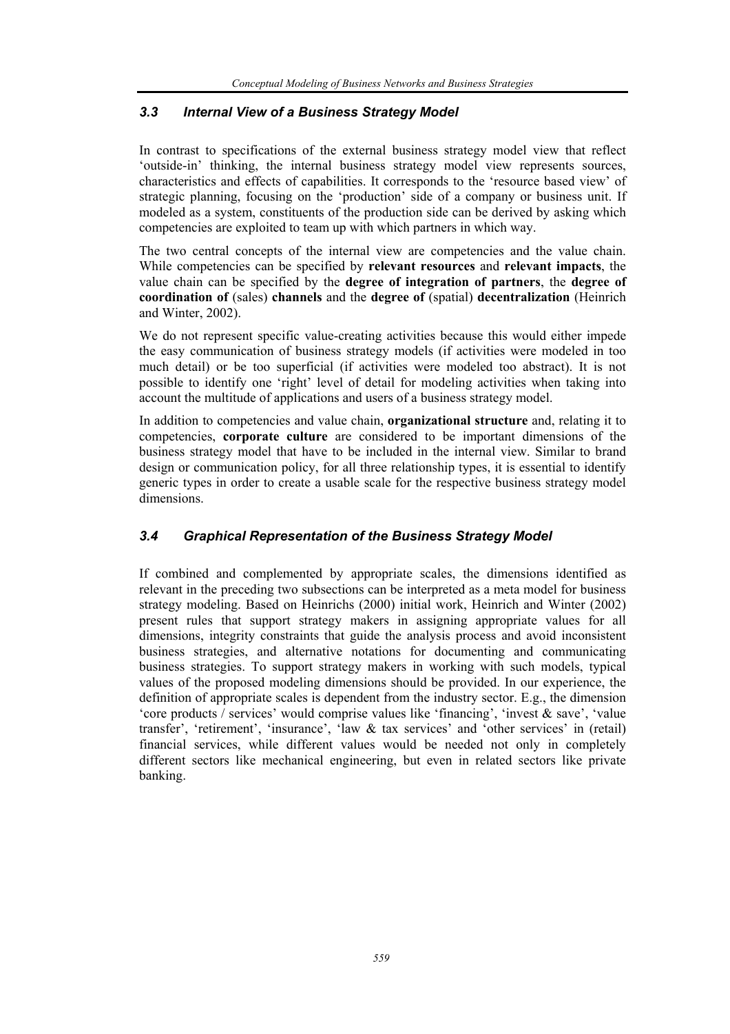### *3.3 Internal View of a Business Strategy Model*

In contrast to specifications of the external business strategy model view that reflect 'outside-in' thinking, the internal business strategy model view represents sources, characteristics and effects of capabilities. It corresponds to the 'resource based view' of strategic planning, focusing on the 'production' side of a company or business unit. If modeled as a system, constituents of the production side can be derived by asking which competencies are exploited to team up with which partners in which way.

The two central concepts of the internal view are competencies and the value chain. While competencies can be specified by **relevant resources** and **relevant impacts**, the value chain can be specified by the **degree of integration of partners**, the **degree of coordination of** (sales) **channels** and the **degree of** (spatial) **decentralization** (Heinrich and Winter, 2002).

We do not represent specific value-creating activities because this would either impede the easy communication of business strategy models (if activities were modeled in too much detail) or be too superficial (if activities were modeled too abstract). It is not possible to identify one 'right' level of detail for modeling activities when taking into account the multitude of applications and users of a business strategy model.

In addition to competencies and value chain, **organizational structure** and, relating it to competencies, **corporate culture** are considered to be important dimensions of the business strategy model that have to be included in the internal view. Similar to brand design or communication policy, for all three relationship types, it is essential to identify generic types in order to create a usable scale for the respective business strategy model dimensions.

### *3.4 Graphical Representation of the Business Strategy Model*

If combined and complemented by appropriate scales, the dimensions identified as relevant in the preceding two subsections can be interpreted as a meta model for business strategy modeling. Based on Heinrichs (2000) initial work, Heinrich and Winter (2002) present rules that support strategy makers in assigning appropriate values for all dimensions, integrity constraints that guide the analysis process and avoid inconsistent business strategies, and alternative notations for documenting and communicating business strategies. To support strategy makers in working with such models, typical values of the proposed modeling dimensions should be provided. In our experience, the definition of appropriate scales is dependent from the industry sector. E.g., the dimension 'core products / services' would comprise values like 'financing', 'invest & save', 'value transfer', 'retirement', 'insurance', 'law & tax services' and 'other services' in (retail) financial services, while different values would be needed not only in completely different sectors like mechanical engineering, but even in related sectors like private banking.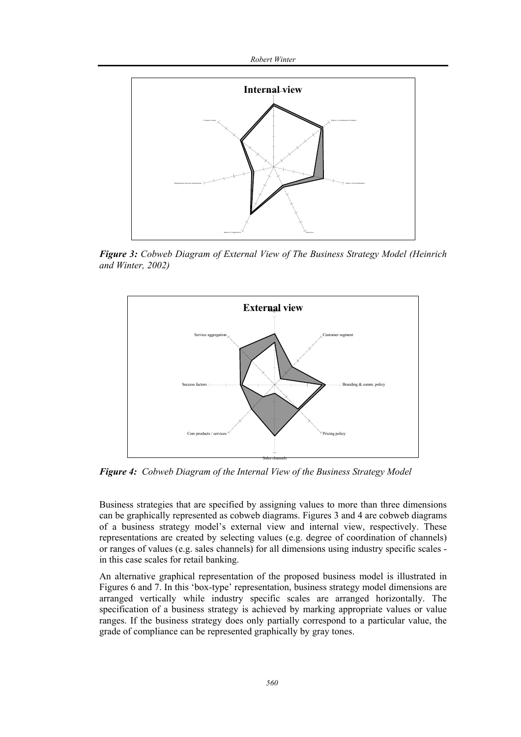**Internal view**

*Figure 3: Cobweb Diagram of External View of The Business Strategy Model (Heinrich and Winter, 2002)*

**External view**

*Figure 4: Cobweb Diagram of the Internal View of the Business Strategy Model*

Business strategies that are specified by assigning values to more than three dimensions can be graphically represented as cobweb diagrams. Figures 3 and 4 are cobweb diagrams of a business strategy model's external view and internal view, respectively. These representations are created by selecting values (e.g. degree of coordination of channels) or ranges of values (e.g. sales channels) for all dimensions using industry specific scales - in this case scales for retail banking.

An alternative graphical representation of the proposed business model is illustrated in Figures 6 and 7. In this 'box-type' representation, business strategy model dimensions are arranged vertically while industry specific scales are arranged horizontally. The specification of a business strategy is achieved by marking appropriate values or value ranges. If the business strategy does only partially correspond to a particular value, the grade of compliance can be represented graphically by gray tones.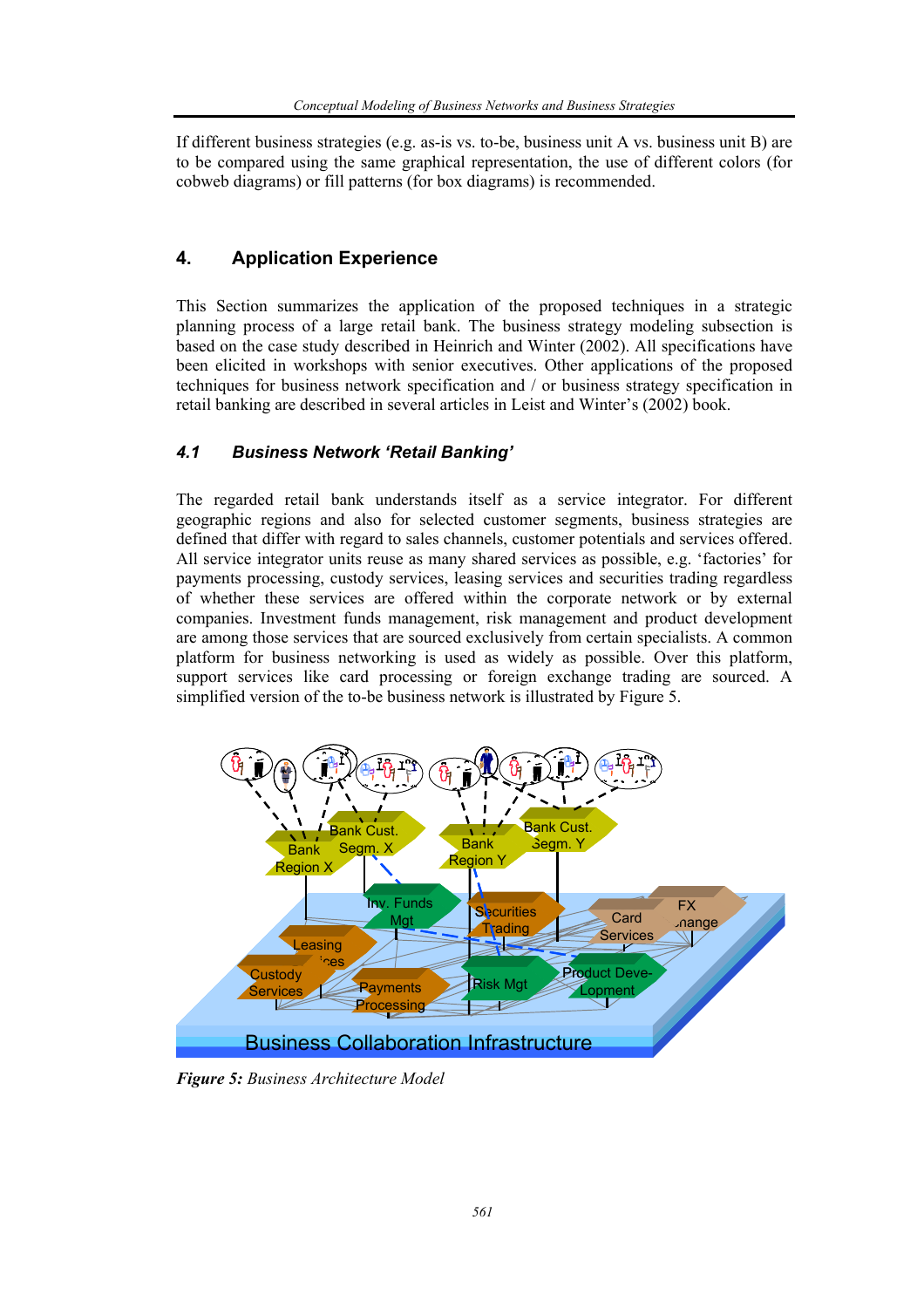If different business strategies (e.g. as-is vs. to-be, business unit A vs. business unit B) are to be compared using the same graphical representation, the use of different colors (for cobweb diagrams) or fill patterns (for box diagrams) is recommended.

## 4. Application Experience

This Section summarizes the application of the proposed techniques in a strategic planning process of a large retail bank. The business strategy modeling subsection is based on the case study described in Heinrich and Winter (2002). All specifications have been elicited in workshops with senior executives. Other applications of the proposed techniques for business network specification and / or business strategy specification in retail banking are described in several articles in Leist and Winter's (2002) book.

### 4.1 Business Network 'Retail Banking'

The regarded retail bank understands itself as a service integrator. For different geographic regions and also for selected customer segments, business strategies are defined that differ with regard to sales channels, customer potentials and services offered. All service integrator units reuse as many shared services as possible, e.g. 'factories' for payments processing, custody services, leasing services and securities trading regardless of whether these services are offered within the corporate network or by external companies. Investment funds management, risk management and product development are among those services that are sourced exclusively from certain specialists. A common platform for business networking is used as widely as possible. Over this platform, support services like card processing or foreign exchange trading are sourced. A simplified version of the to-be business network is illustrated by Figure 5.

***Figure 5:*** *Business Architecture Model*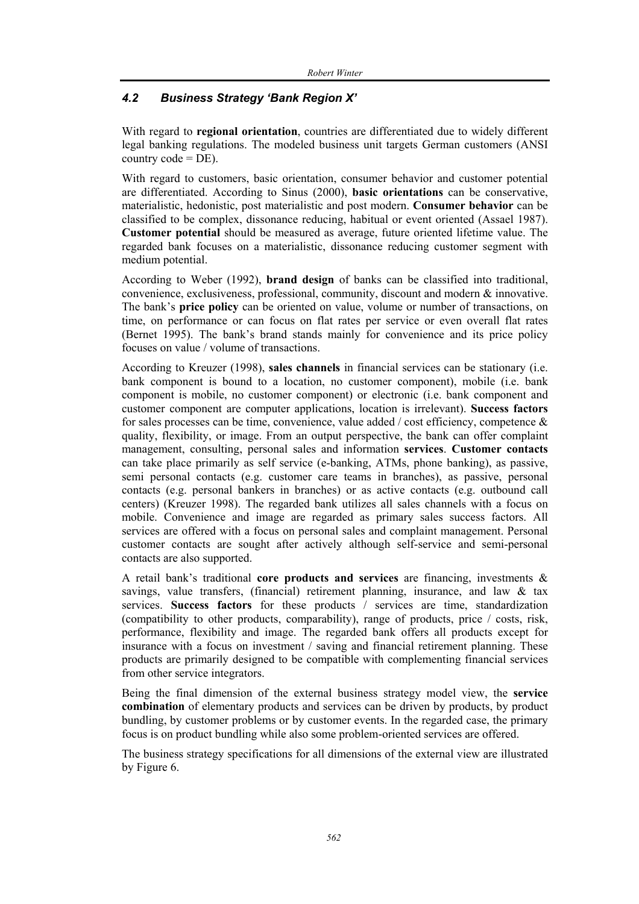### *4.2 Business Strategy 'Bank Region X'*

With regard to **regional orientation**, countries are differentiated due to widely different legal banking regulations. The modeled business unit targets German customers (ANSI country code = DE).

With regard to customers, basic orientation, consumer behavior and customer potential are differentiated. According to Sinus (2000), **basic orientations** can be conservative, materialistic, hedonistic, post materialistic and post modern. **Consumer behavior** can be classified to be complex, dissonance reducing, habitual or event oriented (Assael 1987). **Customer potential** should be measured as average, future oriented lifetime value. The regarded bank focuses on a materialistic, dissonance reducing customer segment with medium potential.

According to Weber (1992), **brand design** of banks can be classified into traditional, convenience, exclusiveness, professional, community, discount and modern & innovative. The bank's **price policy** can be oriented on value, volume or number of transactions, on time, on performance or can focus on flat rates per service or even overall flat rates (Bernet 1995). The bank's brand stands mainly for convenience and its price policy focuses on value / volume of transactions.

According to Kreuzer (1998), **sales channels** in financial services can be stationary (i.e. bank component is bound to a location, no customer component), mobile (i.e. bank component is mobile, no customer component) or electronic (i.e. bank component and customer component are computer applications, location is irrelevant). **Success factors** for sales processes can be time, convenience, value added / cost efficiency, competence & quality, flexibility, or image. From an output perspective, the bank can offer complaint management, consulting, personal sales and information **services**. **Customer contacts** can take place primarily as self service (e-banking, ATMs, phone banking), as passive, semi personal contacts (e.g. customer care teams in branches), as passive, personal contacts (e.g. personal bankers in branches) or as active contacts (e.g. outbound call centers) (Kreuzer 1998). The regarded bank utilizes all sales channels with a focus on mobile. Convenience and image are regarded as primary sales success factors. All services are offered with a focus on personal sales and complaint management. Personal customer contacts are sought after actively although self-service and semi-personal contacts are also supported.

A retail bank's traditional **core products and services** are financing, investments & savings, value transfers, (financial) retirement planning, insurance, and law & tax services. **Success factors** for these products / services are time, standardization (compatibility to other products, comparability), range of products, price / costs, risk, performance, flexibility and image. The regarded bank offers all products except for insurance with a focus on investment / saving and financial retirement planning. These products are primarily designed to be compatible with complementing financial services from other service integrators.

Being the final dimension of the external business strategy model view, the **service combination** of elementary products and services can be driven by products, by product bundling, by customer problems or by customer events. In the regarded case, the primary focus is on product bundling while also some problem-oriented services are offered.

The business strategy specifications for all dimensions of the external view are illustrated by Figure 6.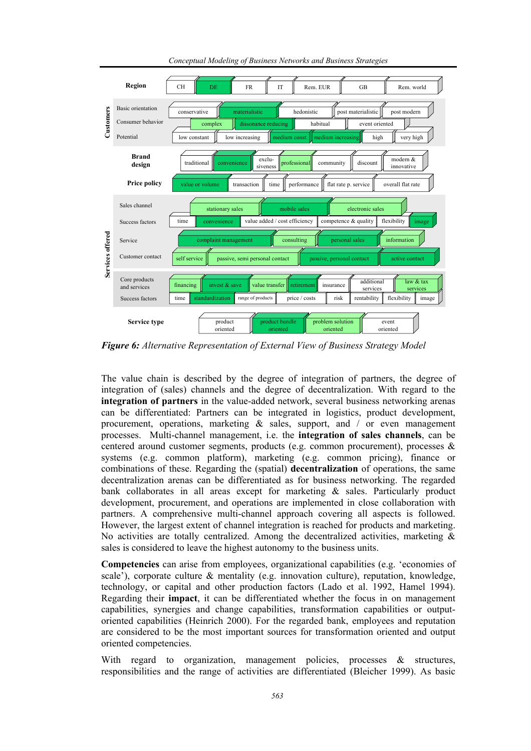| Dimension | Values |
|---|---|
| **Region** | CH, DE, FR, IT, Rem. EUR, GB, Rem. world |
| **Customers** – Basic orientation | conservative, materialistic, hedonistic, post materialistic, post modern |
| **Customers** – Consumer behavior | complex, dissonance reducing, habitual, event oriented |
| **Customers** – Potential | low constant, low increasing, medium const., medium increasing, high, very high |
| **Brand design** | traditional, convenience, exclu-siveness, professional, community, discount, modern & innovative |
| **Price policy** | value or volume, transaction, time, performance, flat rate p. service, overall flat rate |
| **Services offered** – Sales channel | stationary sales, mobile sales, electronic sales |
| **Services offered** – Success factors | time, convenience, value added / cost efficiency, competence & quality, flexibility, image |
| **Services offered** – Service | complaint management, consulting, personal sales, information |
| **Services offered** – Customer contact | self service, passive, semi personal contact, passive, personal contact, active contact |
| **Services offered** – Core products and services | financing, invest & save, value transfer, retirement, insurance, additional services, law & tax services |
| **Services offered** – Success factors | time, standardization, range of products, price / costs, risk, rentability, flexibility, image |
| **Service type** | product oriented, product bundle oriented, problem solution oriented, event oriented |

***Figure 6:*** *Alternative Representation of External View of Business Strategy Model*

The value chain is described by the degree of integration of partners, the degree of integration of (sales) channels and the degree of decentralization. With regard to the **integration of partners** in the value-added network, several business networking arenas can be differentiated: Partners can be integrated in logistics, product development, procurement, operations, marketing & sales, support, and / or even management processes. Multi-channel management, i.e. the **integration of sales channels**, can be centered around customer segments, products (e.g. common procurement), processes & systems (e.g. common platform), marketing (e.g. common pricing), finance or combinations of these. Regarding the (spatial) **decentralization** of operations, the same decentralization arenas can be differentiated as for business networking. The regarded bank collaborates in all areas except for marketing & sales. Particularly product development, procurement, and operations are implemented in close collaboration with partners. A comprehensive multi-channel approach covering all aspects is followed. However, the largest extent of channel integration is reached for products and marketing. No activities are totally centralized. Among the decentralized activities, marketing & sales is considered to leave the highest autonomy to the business units.

**Competencies** can arise from employees, organizational capabilities (e.g. 'economies of scale'), corporate culture & mentality (e.g. innovation culture), reputation, knowledge, technology, or capital and other production factors (Lado et al. 1992, Hamel 1994). Regarding their **impact**, it can be differentiated whether the focus in on management capabilities, synergies and change capabilities, transformation capabilities or output-oriented capabilities (Heinrich 2000). For the regarded bank, employees and reputation are considered to be the most important sources for transformation oriented and output oriented competencies.

With regard to organization, management policies, processes & structures, responsibilities and the range of activities are differentiated (Bleicher 1999). As basic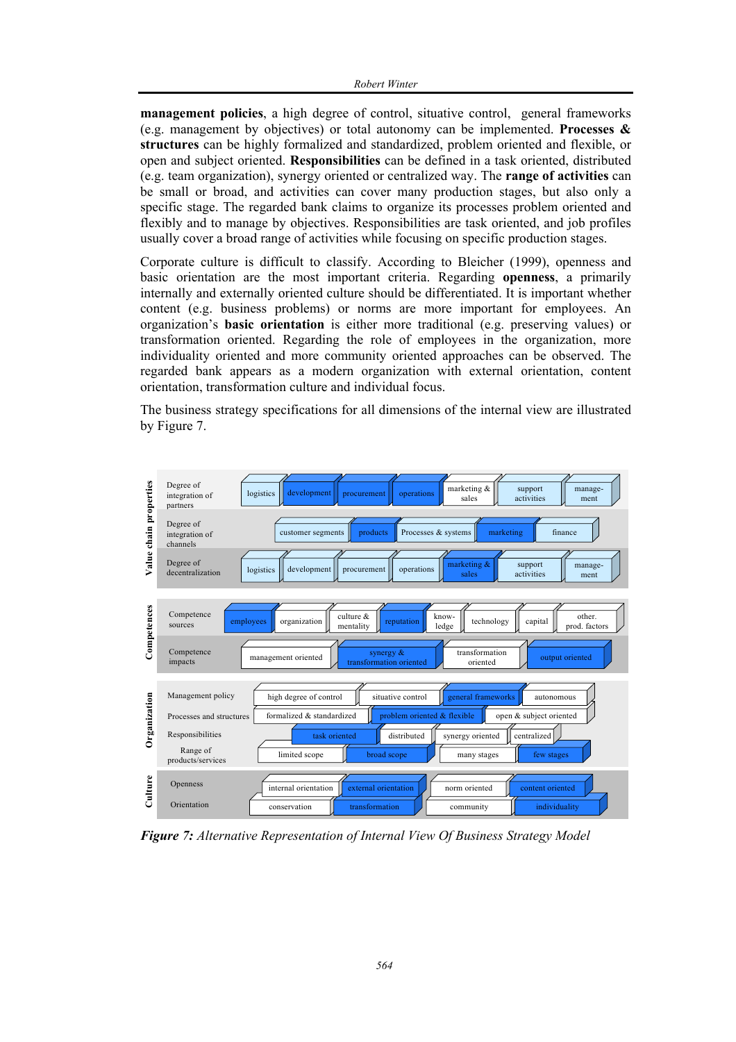**management policies**, a high degree of control, situative control, general frameworks (e.g. management by objectives) or total autonomy can be implemented. **Processes & structures** can be highly formalized and standardized, problem oriented and flexible, or open and subject oriented. **Responsibilities** can be defined in a task oriented, distributed (e.g. team organization), synergy oriented or centralized way. The **range of activities** can be small or broad, and activities can cover many production stages, but also only a specific stage. The regarded bank claims to organize its processes problem oriented and flexibly and to manage by objectives. Responsibilities are task oriented, and job profiles usually cover a broad range of activities while focusing on specific production stages.

Corporate culture is difficult to classify. According to Bleicher (1999), openness and basic orientation are the most important criteria. Regarding **openness**, a primarily internally and externally oriented culture should be differentiated. It is important whether content (e.g. business problems) or norms are more important for employees. An organization's **basic orientation** is either more traditional (e.g. preserving values) or transformation oriented. Regarding the role of employees in the organization, more individuality oriented and more community oriented approaches can be observed. The regarded bank appears as a modern organization with external orientation, content orientation, transformation culture and individual focus.

The business strategy specifications for all dimensions of the internal view are illustrated by Figure 7.

***Figure 7:** Alternative Representation of Internal View Of Business Strategy Model*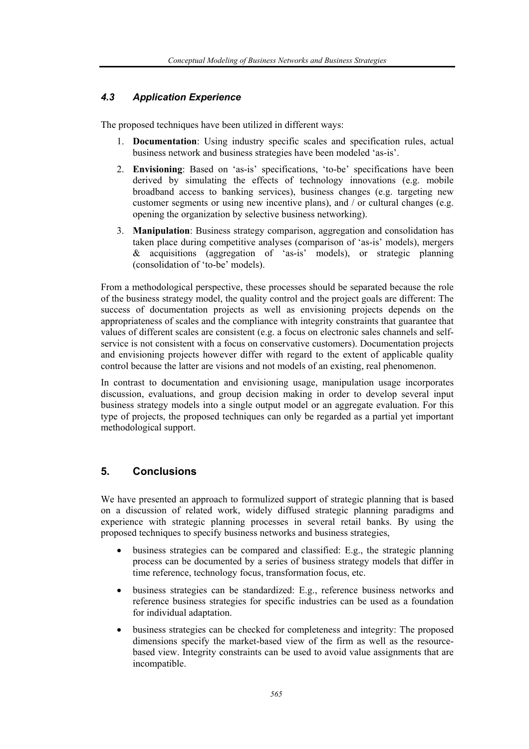### *4.3 Application Experience*

The proposed techniques have been utilized in different ways:

1. **Documentation**: Using industry specific scales and specification rules, actual business network and business strategies have been modeled 'as-is'.
2. **Envisioning**: Based on 'as-is' specifications, 'to-be' specifications have been derived by simulating the effects of technology innovations (e.g. mobile broadband access to banking services), business changes (e.g. targeting new customer segments or using new incentive plans), and / or cultural changes (e.g. opening the organization by selective business networking).
3. **Manipulation**: Business strategy comparison, aggregation and consolidation has taken place during competitive analyses (comparison of 'as-is' models), mergers & acquisitions (aggregation of 'as-is' models), or strategic planning (consolidation of 'to-be' models).

From a methodological perspective, these processes should be separated because the role of the business strategy model, the quality control and the project goals are different: The success of documentation projects as well as envisioning projects depends on the appropriateness of scales and the compliance with integrity constraints that guarantee that values of different scales are consistent (e.g. a focus on electronic sales channels and self-service is not consistent with a focus on conservative customers). Documentation projects and envisioning projects however differ with regard to the extent of applicable quality control because the latter are visions and not models of an existing, real phenomenon.

In contrast to documentation and envisioning usage, manipulation usage incorporates discussion, evaluations, and group decision making in order to develop several input business strategy models into a single output model or an aggregate evaluation. For this type of projects, the proposed techniques can only be regarded as a partial yet important methodological support.

## 5. Conclusions

We have presented an approach to formulized support of strategic planning that is based on a discussion of related work, widely diffused strategic planning paradigms and experience with strategic planning processes in several retail banks. By using the proposed techniques to specify business networks and business strategies,

- business strategies can be compared and classified: E.g., the strategic planning process can be documented by a series of business strategy models that differ in time reference, technology focus, transformation focus, etc.
- business strategies can be standardized: E.g., reference business networks and reference business strategies for specific industries can be used as a foundation for individual adaptation.
- business strategies can be checked for completeness and integrity: The proposed dimensions specify the market-based view of the firm as well as the resource-based view. Integrity constraints can be used to avoid value assignments that are incompatible.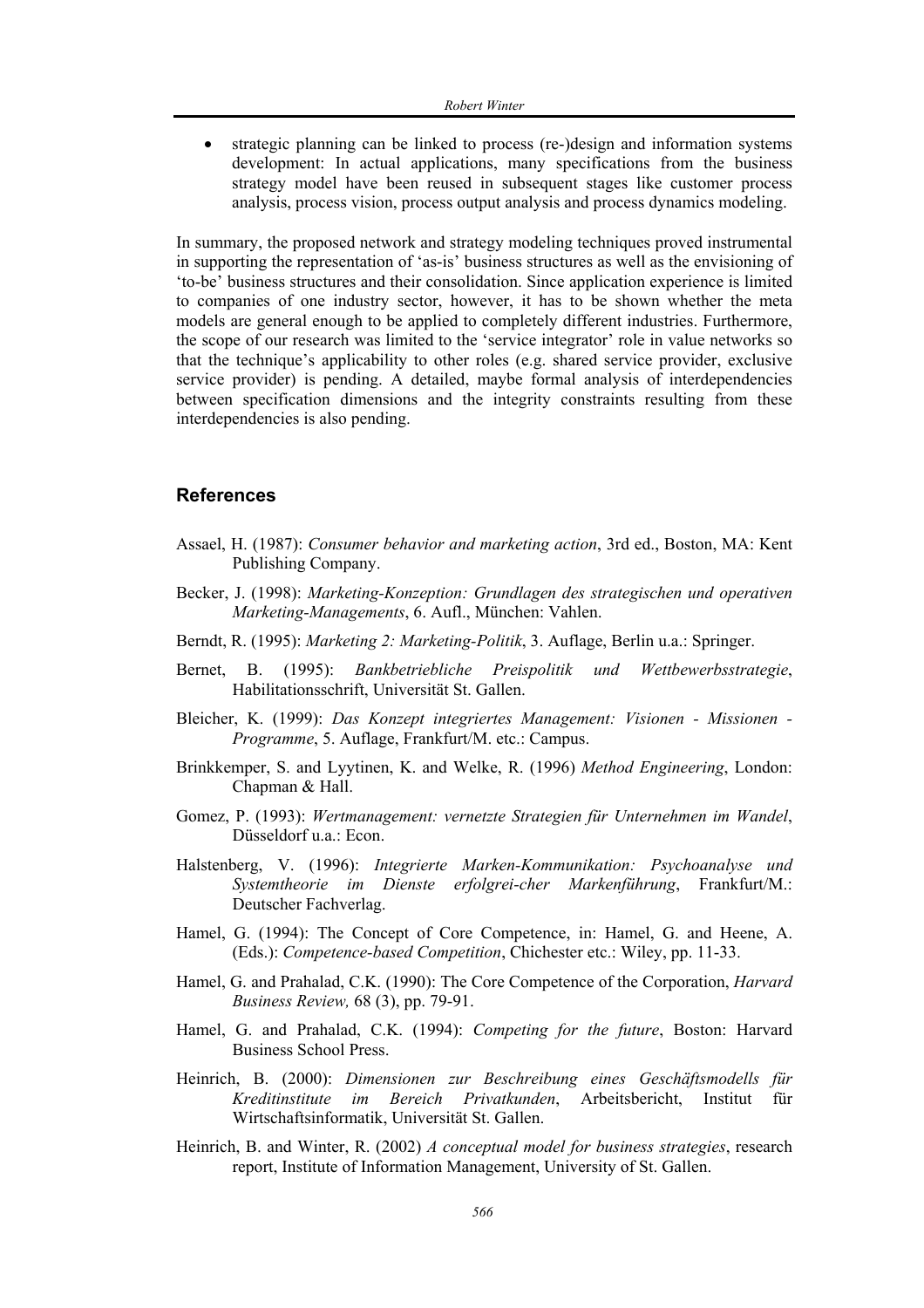- strategic planning can be linked to process (re-)design and information systems development: In actual applications, many specifications from the business strategy model have been reused in subsequent stages like customer process analysis, process vision, process output analysis and process dynamics modeling.

In summary, the proposed network and strategy modeling techniques proved instrumental in supporting the representation of 'as-is' business structures as well as the envisioning of 'to-be' business structures and their consolidation. Since application experience is limited to companies of one industry sector, however, it has to be shown whether the meta models are general enough to be applied to completely different industries. Furthermore, the scope of our research was limited to the 'service integrator' role in value networks so that the technique's applicability to other roles (e.g. shared service provider, exclusive service provider) is pending. A detailed, maybe formal analysis of interdependencies between specification dimensions and the integrity constraints resulting from these interdependencies is also pending.

## References

Assael, H. (1987): *Consumer behavior and marketing action*, 3rd ed., Boston, MA: Kent Publishing Company.

Becker, J. (1998): *Marketing-Konzeption: Grundlagen des strategischen und operativen Marketing-Managements*, 6. Aufl., München: Vahlen.

Berndt, R. (1995): *Marketing 2: Marketing-Politik*, 3. Auflage, Berlin u.a.: Springer.

Bernet, B. (1995): *Bankbetriebliche Preispolitik und Wettbewerbsstrategie*, Habilitationsschrift, Universität St. Gallen.

Bleicher, K. (1999): *Das Konzept integriertes Management: Visionen - Missionen - Programme*, 5. Auflage, Frankfurt/M. etc.: Campus.

Brinkkemper, S. and Lyytinen, K. and Welke, R. (1996) *Method Engineering*, London: Chapman & Hall.

Gomez, P. (1993): *Wertmanagement: vernetzte Strategien für Unternehmen im Wandel*, Düsseldorf u.a.: Econ.

Halstenberg, V. (1996): *Integrierte Marken-Kommunikation: Psychoanalyse und Systemtheorie im Dienste erfolgrei-cher Markenführung*, Frankfurt/M.: Deutscher Fachverlag.

Hamel, G. (1994): The Concept of Core Competence, in: Hamel, G. and Heene, A. (Eds.): *Competence-based Competition*, Chichester etc.: Wiley, pp. 11-33.

Hamel, G. and Prahalad, C.K. (1990): The Core Competence of the Corporation, *Harvard Business Review,* 68 (3), pp. 79-91.

Hamel, G. and Prahalad, C.K. (1994): *Competing for the future*, Boston: Harvard Business School Press.

Heinrich, B. (2000): *Dimensionen zur Beschreibung eines Geschäftsmodells für Kreditinstitute im Bereich Privatkunden*, Arbeitsbericht, Institut für Wirtschaftsinformatik, Universität St. Gallen.

Heinrich, B. and Winter, R. (2002) *A conceptual model for business strategies*, research report, Institute of Information Management, University of St. Gallen.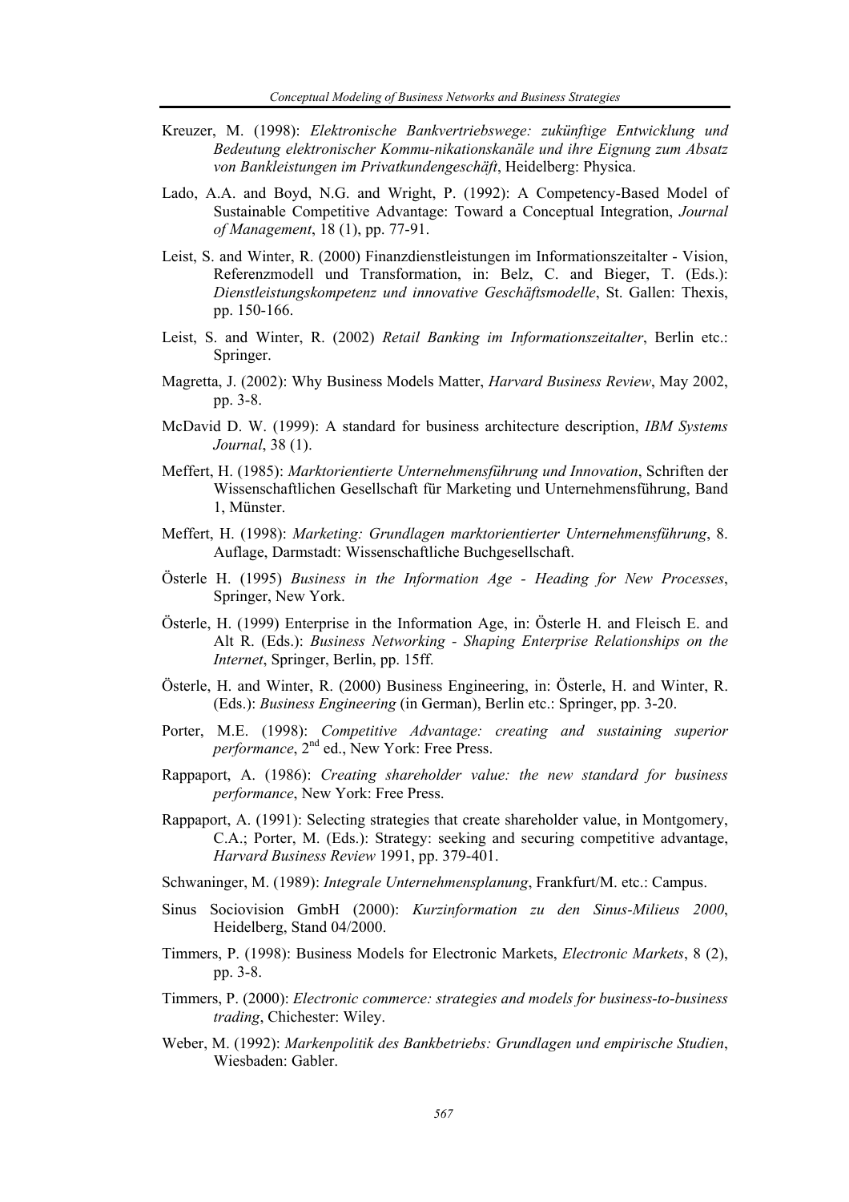Kreuzer, M. (1998): *Elektronische Bankvertriebswege: zukünftige Entwicklung und Bedeutung elektronischer Kommu-nikationskanäle und ihre Eignung zum Absatz von Bankleistungen im Privatkundengeschäft*, Heidelberg: Physica.

Lado, A.A. and Boyd, N.G. and Wright, P. (1992): A Competency-Based Model of Sustainable Competitive Advantage: Toward a Conceptual Integration, *Journal of Management*, 18 (1), pp. 77-91.

Leist, S. and Winter, R. (2000) Finanzdienstleistungen im Informationszeitalter - Vision, Referenzmodell und Transformation, in: Belz, C. and Bieger, T. (Eds.): *Dienstleistungskompetenz und innovative Geschäftsmodelle*, St. Gallen: Thexis, pp. 150-166.

Leist, S. and Winter, R. (2002) *Retail Banking im Informationszeitalter*, Berlin etc.: Springer.

Magretta, J. (2002): Why Business Models Matter, *Harvard Business Review*, May 2002, pp. 3-8.

McDavid D. W. (1999): A standard for business architecture description, *IBM Systems Journal*, 38 (1).

Meffert, H. (1985): *Marktorientierte Unternehmensführung und Innovation*, Schriften der Wissenschaftlichen Gesellschaft für Marketing und Unternehmensführung, Band 1, Münster.

Meffert, H. (1998): *Marketing: Grundlagen marktorientierter Unternehmensführung*, 8. Auflage, Darmstadt: Wissenschaftliche Buchgesellschaft.

Österle H. (1995) *Business in the Information Age - Heading for New Processes*, Springer, New York.

Österle, H. (1999) Enterprise in the Information Age, in: Österle H. and Fleisch E. and Alt R. (Eds.): *Business Networking - Shaping Enterprise Relationships on the Internet*, Springer, Berlin, pp. 15ff.

Österle, H. and Winter, R. (2000) Business Engineering, in: Österle, H. and Winter, R. (Eds.): *Business Engineering* (in German), Berlin etc.: Springer, pp. 3-20.

Porter, M.E. (1998): *Competitive Advantage: creating and sustaining superior performance*, 2nd ed., New York: Free Press.

Rappaport, A. (1986): *Creating shareholder value: the new standard for business performance*, New York: Free Press.

Rappaport, A. (1991): Selecting strategies that create shareholder value, in Montgomery, C.A.; Porter, M. (Eds.): Strategy: seeking and securing competitive advantage, *Harvard Business Review* 1991, pp. 379-401.

Schwaninger, M. (1989): *Integrale Unternehmensplanung*, Frankfurt/M. etc.: Campus.

Sinus Sociovision GmbH (2000): *Kurzinformation zu den Sinus-Milieus 2000*, Heidelberg, Stand 04/2000.

Timmers, P. (1998): Business Models for Electronic Markets, *Electronic Markets*, 8 (2), pp. 3-8.

Timmers, P. (2000): *Electronic commerce: strategies and models for business-to-business trading*, Chichester: Wiley.

Weber, M. (1992): *Markenpolitik des Bankbetriebs: Grundlagen und empirische Studien*, Wiesbaden: Gabler.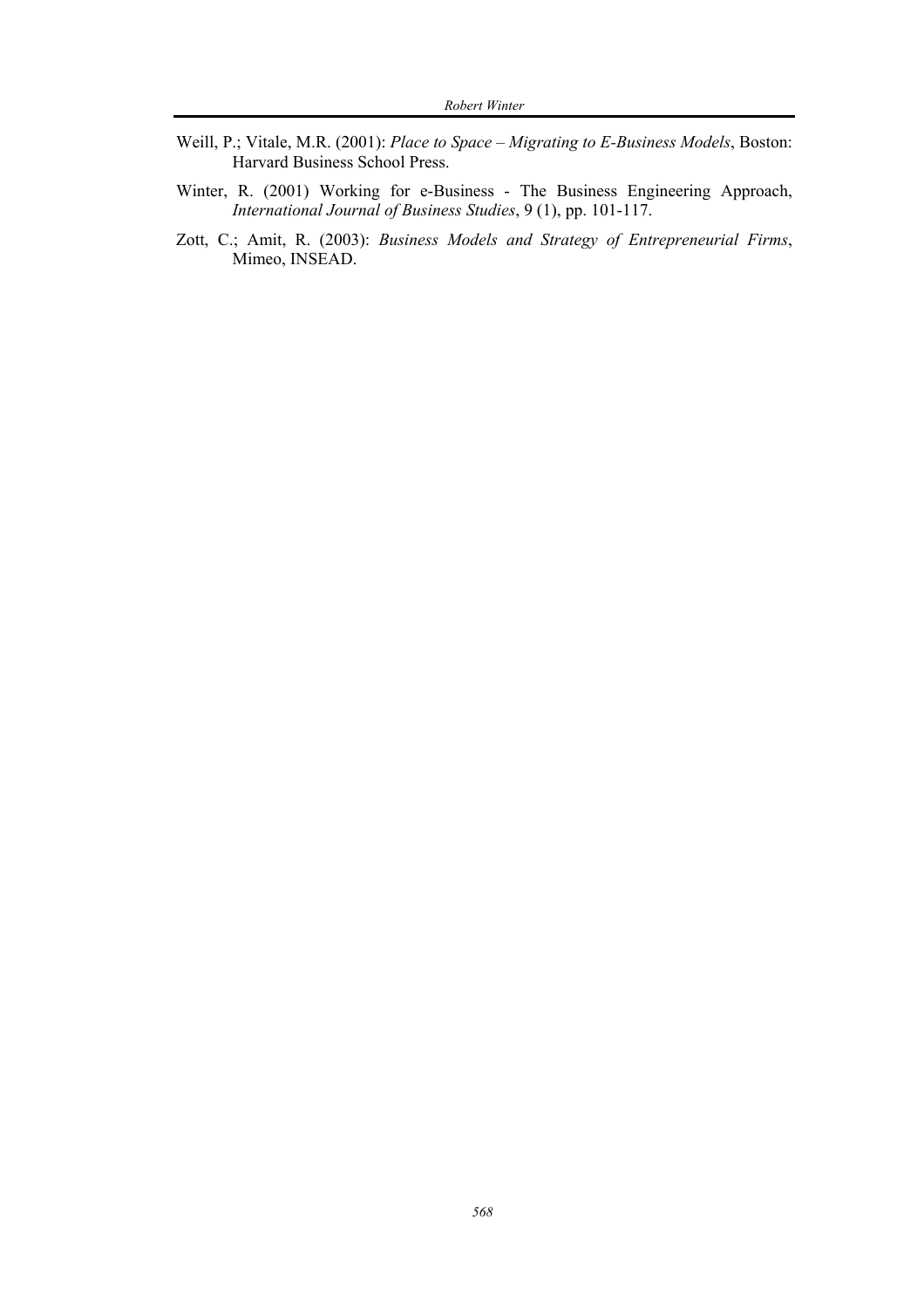Weill, P.; Vitale, M.R. (2001): *Place to Space – Migrating to E-Business Models*, Boston: Harvard Business School Press.

Winter, R. (2001) Working for e-Business - The Business Engineering Approach, *International Journal of Business Studies*, 9 (1), pp. 101-117.

Zott, C.; Amit, R. (2003): *Business Models and Strategy of Entrepreneurial Firms*, Mimeo, INSEAD.